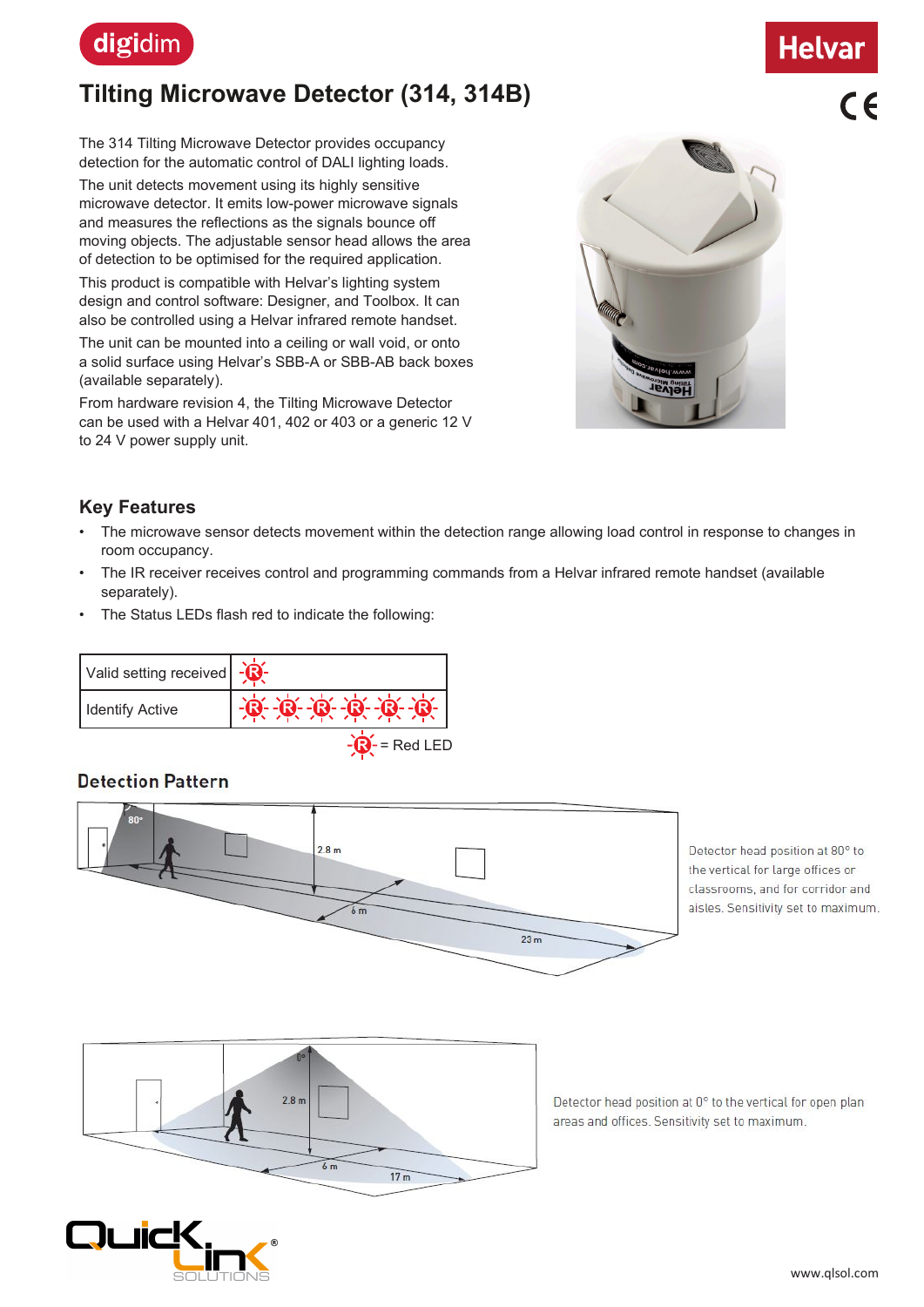# Tilting Microwave Detector (314, 314B)

The 314 Tilting Microwave Detector provides occupancy detection for the automatic control of DALI lighting loads.

The unit detects movement using its highly sensitive microwave detector. It emits low-power microwave signals and measures the reflections as the signals bounce off moving objects. The adjustable sensor head allows the area of detection to be optimised for the required application.

This product is compatible with Helvar's lighting system design and control software: Designer, and Toolbox. It can also be controlled using a Helvar infrared remote handset.

The unit can be mounted into a ceiling or wall void, or onto a solid surface using Helvar's SBB-A or SBB-AB back boxes (available separately).

From hardware revision 4, the Tilting Microwave Detector can be used with a Helvar 401, 402 or 403 or a generic 12 V to 24 V power supply unit.

## Key Features

- The microwave sensor detects movement within the detection range allowing load control in response to changes in room occupancy.
- The IR receiver receives control and programming commands from a Helvar infrared remote handset (available separately).
- The Status LEDs flash red to indicate the following:

| | |
|---|---|
| Valid setting received | R |
| Identify Active | R R R R R R |

R = Red LED

## Detection Pattern

Detector head position at 80° to the vertical for large offices or classrooms, and for corridor and aisles. Sensitivity set to maximum.

Detector head position at 0° to the vertical for open plan areas and offices. Sensitivity set to maximum.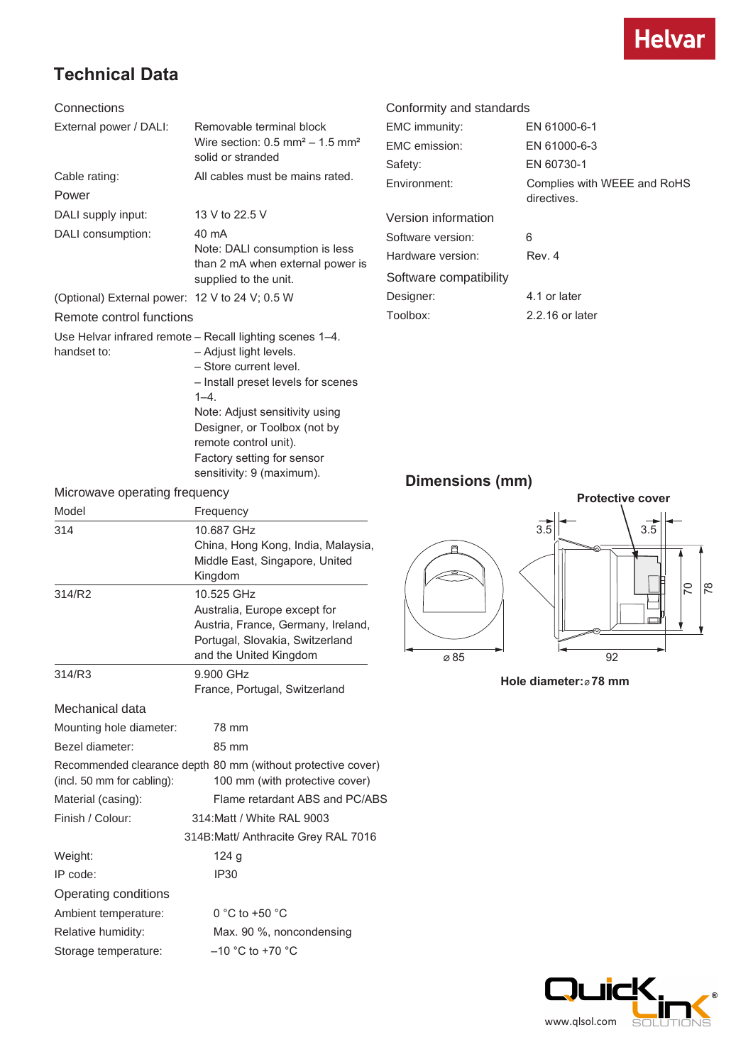# Technical Data

## Connections

| | |
|---|---|
| External power / DALI: | Removable terminal block<br>Wire section: 0.5 mm² – 1.5 mm² solid or stranded |
| Cable rating: | All cables must be mains rated. |

## Power

| | |
|---|---|
| DALI supply input: | 13 V to 22.5 V |
| DALI consumption: | 40 mA<br>Note: DALI consumption is less than 2 mA when external power is supplied to the unit. |
| (Optional) External power: | 12 V to 24 V; 0.5 W |

## Remote control functions

| | |
|---|---|
| Use Helvar infrared remote handset to: | – Recall lighting scenes 1–4.<br>– Adjust light levels.<br>– Store current level.<br>– Install preset levels for scenes 1–4.<br>Note: Adjust sensitivity using Designer, or Toolbox (not by remote control unit).<br>Factory setting for sensor sensitivity: 9 (maximum). |

## Microwave operating frequency

| Model | Frequency |
|---|---|
| 314 | 10.687 GHz<br>China, Hong Kong, India, Malaysia, Middle East, Singapore, United Kingdom |
| 314/R2 | 10.525 GHz<br>Australia, Europe except for Austria, France, Germany, Ireland, Portugal, Slovakia, Switzerland and the United Kingdom |
| 314/R3 | 9.900 GHz<br>France, Portugal, Switzerland |

## Mechanical data

| | |
|---|---|
| Mounting hole diameter: | 78 mm |
| Bezel diameter: | 85 mm |
| Recommended clearance depth (incl. 50 mm for cabling): | 80 mm (without protective cover)<br>100 mm (with protective cover) |
| Material (casing): | Flame retardant ABS and PC/ABS |
| Finish / Colour: | 314:Matt / White RAL 9003<br>314B:Matt/ Anthracite Grey RAL 7016 |
| Weight: | 124 g |
| IP code: | IP30 |

## Operating conditions

| | |
|---|---|
| Ambient temperature: | 0 °C to +50 °C |
| Relative humidity: | Max. 90 %, noncondensing |
| Storage temperature: | –10 °C to +70 °C |

## Conformity and standards

| | |
|---|---|
| EMC immunity: | EN 61000-6-1 |
| EMC emission: | EN 61000-6-3 |
| Safety: | EN 60730-1 |
| Environment: | Complies with WEEE and RoHS directives. |

## Version information

| | |
|---|---|
| Software version: | 6 |
| Hardware version: | Rev. 4 |

## Software compatibility

| | |
|---|---|
| Designer: | 4.1 or later |
| Toolbox: | 2.2.16 or later |

## Dimensions (mm)

Protective cover

3.5
3.5
70
78
⌀ 85
92

**Hole diameter: ⌀ 78 mm**